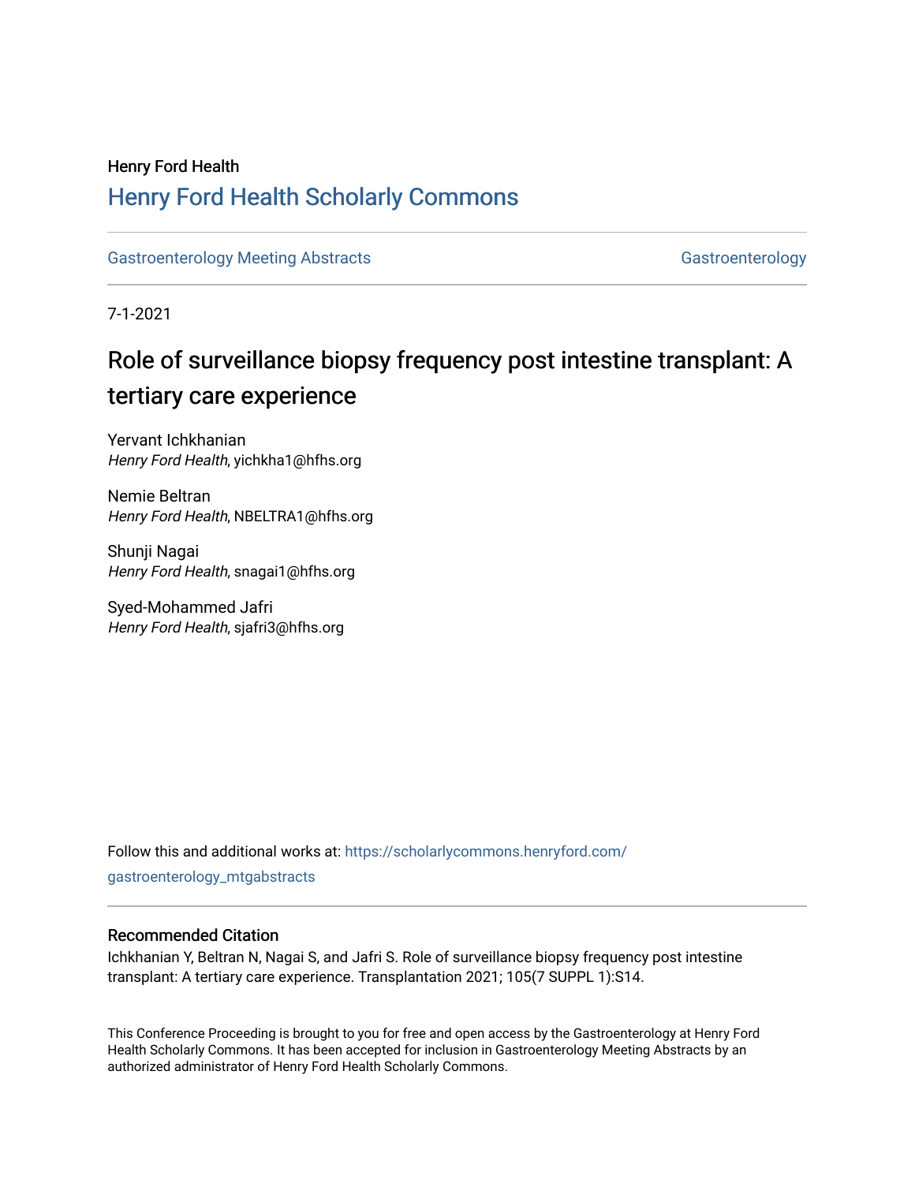Henry Ford Health

# Henry Ford Health Scholarly Commons

Gastroenterology Meeting Abstracts | Gastroenterology

7-1-2021

## Role of surveillance biopsy frequency post intestine transplant: A tertiary care experience

Yervant Ichkhanian
*Henry Ford Health*, yichkha1@hfhs.org

Nemie Beltran
*Henry Ford Health*, NBELTRA1@hfhs.org

Shunji Nagai
*Henry Ford Health*, snagai1@hfhs.org

Syed-Mohammed Jafri
*Henry Ford Health*, sjafri3@hfhs.org

Follow this and additional works at: https://scholarlycommons.henryford.com/gastroenterology_mtgabstracts

### Recommended Citation

Ichkhanian Y, Beltran N, Nagai S, and Jafri S. Role of surveillance biopsy frequency post intestine transplant: A tertiary care experience. Transplantation 2021; 105(7 SUPPL 1):S14.

This Conference Proceeding is brought to you for free and open access by the Gastroenterology at Henry Ford Health Scholarly Commons. It has been accepted for inclusion in Gastroenterology Meeting Abstracts by an authorized administrator of Henry Ford Health Scholarly Commons.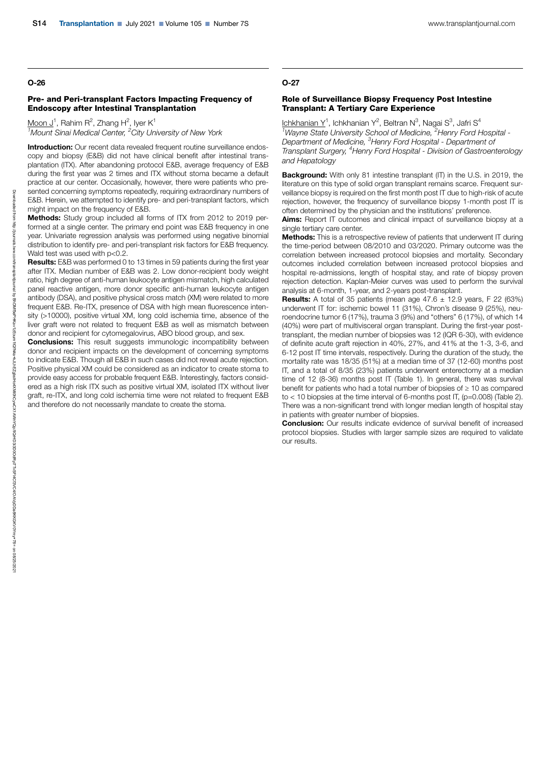## O-26

### Pre- and Peri-transplant Factors Impacting Frequency of Endoscopy after Intestinal Transplantation

Moon J[1], Rahim R[2], Zhang H[2], Iyer K[1]

[1]*Mount Sinai Medical Center,* [2]*City University of New York*

**Introduction:** Our recent data revealed frequent routine surveillance endoscopy and biopsy (E&B) did not have clinical benefit after intestinal transplantation (ITX). After abandoning protocol E&B, average frequency of E&B during the first year was 2 times and ITX without stoma became a default practice at our center. Occasionally, however, there were patients who presented concerning symptoms repeatedly, requiring extraordinary numbers of E&B. Herein, we attempted to identify pre- and peri-transplant factors, which might impact on the frequency of E&B.

**Methods:** Study group included all forms of ITX from 2012 to 2019 performed at a single center. The primary end point was E&B frequency in one year. Univariate regression analysis was performed using negative binomial distribution to identify pre- and peri-transplant risk factors for E&B frequency. Wald test was used with $p<0.2$.

**Results:** E&B was performed 0 to 13 times in 59 patients during the first year after ITX. Median number of E&B was 2. Low donor-recipient body weight ratio, high degree of anti-human leukocyte antigen mismatch, high calculated panel reactive antigen, more donor specific anti-human leukocyte antigen antibody (DSA), and positive physical cross match (XM) were related to more frequent E&B. Re-ITX, presence of DSA with high mean fluorescence intensity (>10000), positive virtual XM, long cold ischemia time, absence of the liver graft were not related to frequent E&B as well as mismatch between donor and recipient for cytomegalovirus, ABO blood group, and sex.

**Conclusions:** This result suggests immunologic incompatibility between donor and recipient impacts on the development of concerning symptoms to indicate E&B. Though all E&B in such cases did not reveal acute rejection. Positive physical XM could be considered as an indicator to create stoma to provide easy access for probable frequent E&B. Interestingly, factors considered as a high risk ITX such as positive virtual XM, isolated ITX without liver graft, re-ITX, and long cold ischemia time were not related to frequent E&B and therefore do not necessarily mandate to create the stoma.

## O-27

### Role of Surveillance Biopsy Frequency Post Intestine Transplant: A Tertiary Care Experience

Ichkhanian Y[1], Ichkhanian Y[2], Beltran N[3], Nagai S[3], Jafri S[4]

[1]*Wayne State University School of Medicine,* [2]*Henry Ford Hospital - Department of Medicine,* [3]*Henry Ford Hospital - Department of Transplant Surgery,* [4]*Henry Ford Hospital - Division of Gastroenterology and Hepatology*

**Background:** With only 81 intestine transplant (IT) in the U.S. in 2019, the literature on this type of solid organ transplant remains scarce. Frequent surveillance biopsy is required on the first month post IT due to high-risk of acute rejection, however, the frequency of surveillance biopsy 1-month post IT is often determined by the physician and the institutions' preference.

**Aims:** Report IT outcomes and clinical impact of surveillance biopsy at a single tertiary care center.

**Methods:** This is a retrospective review of patients that underwent IT during the time-period between 08/2010 and 03/2020. Primary outcome was the correlation between increased protocol biopsies and mortality. Secondary outcomes included correlation between increased protocol biopsies and hospital re-admissions, length of hospital stay, and rate of biopsy proven rejection detection. Kaplan-Meier curves was used to perform the survival analysis at 6-month, 1-year, and 2-years post-transplant.

**Results:** A total of 35 patients (mean age $47.6 \pm 12.9$ years, F 22 (63%) underwent IT for: ischemic bowel 11 (31%), Chron's disease 9 (25%), neuroendocrine tumor 6 (17%), trauma 3 (9%) and "others" 6 (17%), of which 14 (40%) were part of multivisceral organ transplant. During the first-year post-transplant, the median number of biopsies was 12 (IQR 6-30), with evidence of definite acute graft rejection in 40%, 27%, and 41% at the 1-3, 3-6, and 6-12 post IT time intervals, respectively. During the duration of the study, the mortality rate was 18/35 (51%) at a median time of 37 (12-60) months post IT, and a total of 8/35 (23%) patients underwent enterectomy at a median time of 12 (8-36) months post IT (Table 1). In general, there was survival benefit for patients who had a total number of biopsies of $\geq 10$ as compared to $< 10$ biopsies at the time interval of 6-months post IT, ($p=0.008$) (Table 2). There was a non-significant trend with longer median length of hospital stay in patients with greater number of biopsies.

**Conclusion:** Our results indicate evidence of survival benefit of increased protocol biopsies. Studies with larger sample sizes are required to validate our results.